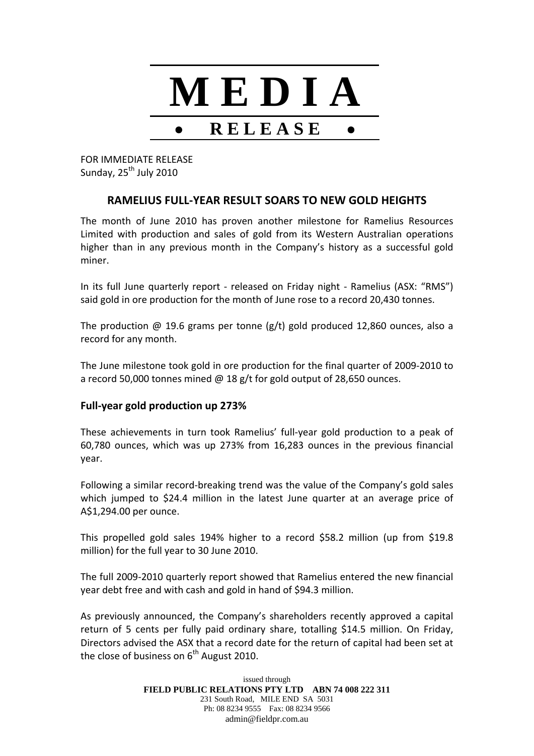# MEDIA

## • RELEASE •

FOR IMMEDIATE RELEASE
Sunday, 25th July 2010

## RAMELIUS FULL-YEAR RESULT SOARS TO NEW GOLD HEIGHTS

The month of June 2010 has proven another milestone for Ramelius Resources Limited with production and sales of gold from its Western Australian operations higher than in any previous month in the Company's history as a successful gold miner.

In its full June quarterly report - released on Friday night - Ramelius (ASX: "RMS") said gold in ore production for the month of June rose to a record 20,430 tonnes.

The production @ 19.6 grams per tonne (g/t) gold produced 12,860 ounces, also a record for any month.

The June milestone took gold in ore production for the final quarter of 2009-2010 to a record 50,000 tonnes mined @ 18 g/t for gold output of 28,650 ounces.

### Full-year gold production up 273%

These achievements in turn took Ramelius' full-year gold production to a peak of 60,780 ounces, which was up 273% from 16,283 ounces in the previous financial year.

Following a similar record-breaking trend was the value of the Company's gold sales which jumped to \$24.4 million in the latest June quarter at an average price of A\$1,294.00 per ounce.

This propelled gold sales 194% higher to a record \$58.2 million (up from \$19.8 million) for the full year to 30 June 2010.

The full 2009-2010 quarterly report showed that Ramelius entered the new financial year debt free and with cash and gold in hand of \$94.3 million.

As previously announced, the Company's shareholders recently approved a capital return of 5 cents per fully paid ordinary share, totalling \$14.5 million. On Friday, Directors advised the ASX that a record date for the return of capital had been set at the close of business on 6th August 2010.

issued through
**FIELD PUBLIC RELATIONS PTY LTD ABN 74 008 222 311**
231 South Road, MILE END SA 5031
Ph: 08 8234 9555 Fax: 08 8234 9566
admin@fieldpr.com.au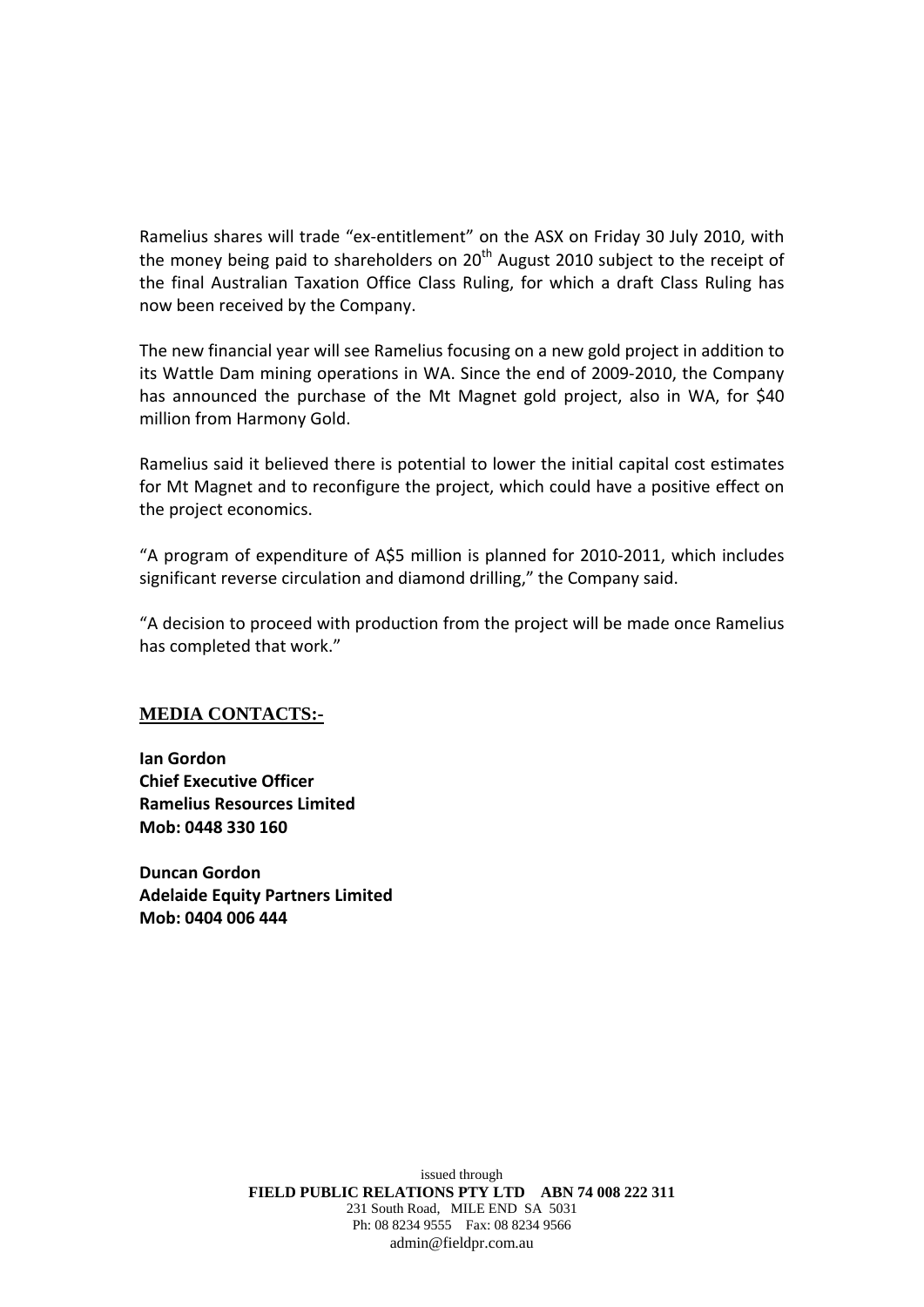Ramelius shares will trade "ex-entitlement" on the ASX on Friday 30 July 2010, with the money being paid to shareholders on 20th August 2010 subject to the receipt of the final Australian Taxation Office Class Ruling, for which a draft Class Ruling has now been received by the Company.

The new financial year will see Ramelius focusing on a new gold project in addition to its Wattle Dam mining operations in WA. Since the end of 2009-2010, the Company has announced the purchase of the Mt Magnet gold project, also in WA, for $40 million from Harmony Gold.

Ramelius said it believed there is potential to lower the initial capital cost estimates for Mt Magnet and to reconfigure the project, which could have a positive effect on the project economics.

"A program of expenditure of A$5 million is planned for 2010-2011, which includes significant reverse circulation and diamond drilling," the Company said.

"A decision to proceed with production from the project will be made once Ramelius has completed that work."

## MEDIA CONTACTS:-

**Ian Gordon**
**Chief Executive Officer**
**Ramelius Resources Limited**
**Mob: 0448 330 160**

**Duncan Gordon**
**Adelaide Equity Partners Limited**
**Mob: 0404 006 444**

issued through
**FIELD PUBLIC RELATIONS PTY LTD ABN 74 008 222 311**
231 South Road, MILE END SA 5031
Ph: 08 8234 9555 Fax: 08 8234 9566
admin@fieldpr.com.au